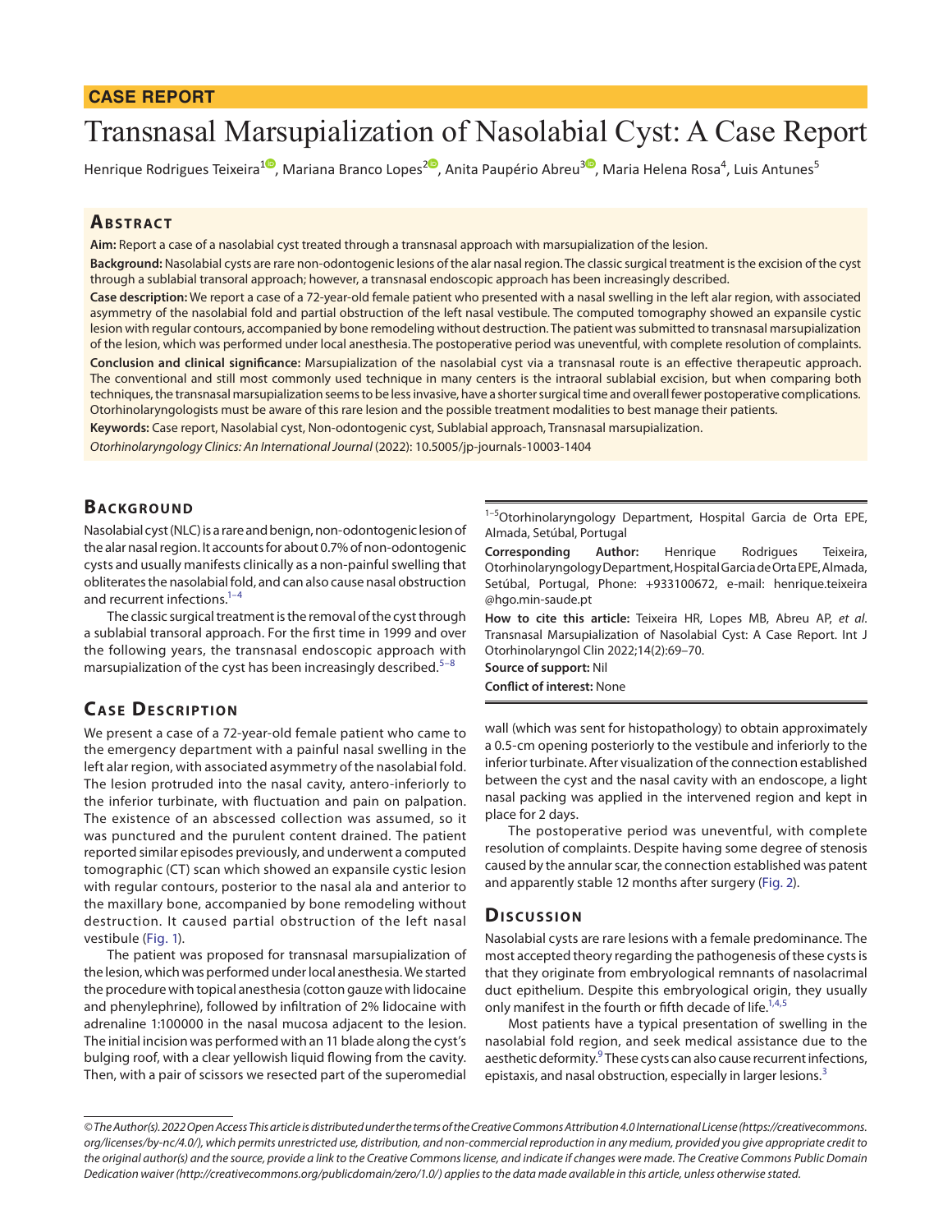**CASE REPORT**

# Transnasal Marsupialization of Nasolabial Cyst: A Case Report

Henrique Rodrigues Teixeira[1], Mariana Branco Lopes[2], Anita Paupério Abreu[3], Maria Helena Rosa[4], Luis Antunes[5]

## Abstract

**Aim:** Report a case of a nasolabial cyst treated through a transnasal approach with marsupialization of the lesion.

**Background:** Nasolabial cysts are rare non-odontogenic lesions of the alar nasal region. The classic surgical treatment is the excision of the cyst through a sublabial transoral approach; however, a transnasal endoscopic approach has been increasingly described.

**Case description:** We report a case of a 72-year-old female patient who presented with a nasal swelling in the left alar region, with associated asymmetry of the nasolabial fold and partial obstruction of the left nasal vestibule. The computed tomography showed an expansile cystic lesion with regular contours, accompanied by bone remodeling without destruction. The patient was submitted to transnasal marsupialization of the lesion, which was performed under local anesthesia. The postoperative period was uneventful, with complete resolution of complaints.

**Conclusion and clinical significance:** Marsupialization of the nasolabial cyst via a transnasal route is an effective therapeutic approach. The conventional and still most commonly used technique in many centers is the intraoral sublabial excision, but when comparing both techniques, the transnasal marsupialization seems to be less invasive, have a shorter surgical time and overall fewer postoperative complications. Otorhinolaryngologists must be aware of this rare lesion and the possible treatment modalities to best manage their patients.

**Keywords:** Case report, Nasolabial cyst, Non-odontogenic cyst, Sublabial approach, Transnasal marsupialization.

*Otorhinolaryngology Clinics: An International Journal* (2022): 10.5005/jp-journals-10003-1404

## Background

Nasolabial cyst (NLC) is a rare and benign, non-odontogenic lesion of the alar nasal region. It accounts for about 0.7% of non-odontogenic cysts and usually manifests clinically as a non-painful swelling that obliterates the nasolabial fold, and can also cause nasal obstruction and recurrent infections.[1–4]

The classic surgical treatment is the removal of the cyst through a sublabial transoral approach. For the first time in 1999 and over the following years, the transnasal endoscopic approach with marsupialization of the cyst has been increasingly described.[5–8]

## Case Description

We present a case of a 72-year-old female patient who came to the emergency department with a painful nasal swelling in the left alar region, with associated asymmetry of the nasolabial fold. The lesion protruded into the nasal cavity, antero-inferiorly to the inferior turbinate, with fluctuation and pain on palpation. The existence of an abscessed collection was assumed, so it was punctured and the purulent content drained. The patient reported similar episodes previously, and underwent a computed tomographic (CT) scan which showed an expansile cystic lesion with regular contours, posterior to the nasal ala and anterior to the maxillary bone, accompanied by bone remodeling without destruction. It caused partial obstruction of the left nasal vestibule (Fig. 1).

The patient was proposed for transnasal marsupialization of the lesion, which was performed under local anesthesia. We started the procedure with topical anesthesia (cotton gauze with lidocaine and phenylephrine), followed by infiltration of 2% lidocaine with adrenaline 1:100000 in the nasal mucosa adjacent to the lesion. The initial incision was performed with an 11 blade along the cyst's bulging roof, with a clear yellowish liquid flowing from the cavity. Then, with a pair of scissors we resected part of the superomedial wall (which was sent for histopathology) to obtain approximately a 0.5-cm opening posteriorly to the vestibule and inferiorly to the inferior turbinate. After visualization of the connection established between the cyst and the nasal cavity with an endoscope, a light nasal packing was applied in the intervened region and kept in place for 2 days.

The postoperative period was uneventful, with complete resolution of complaints. Despite having some degree of stenosis caused by the annular scar, the connection established was patent and apparently stable 12 months after surgery (Fig. 2).

[1–5]Otorhinolaryngology Department, Hospital Garcia de Orta EPE, Almada, Setúbal, Portugal

**Corresponding Author:** Henrique Rodrigues Teixeira, Otorhinolaryngology Department, Hospital Garcia de Orta EPE, Almada, Setúbal, Portugal, Phone: +933100672, e-mail: henrique.teixeira@hgo.min-saude.pt

**How to cite this article:** Teixeira HR, Lopes MB, Abreu AP, *et al.* Transnasal Marsupialization of Nasolabial Cyst: A Case Report. Int J Otorhinolaryngol Clin 2022;14(2):69–70.

**Source of support:** Nil

**Conflict of interest:** None

## Discussion

Nasolabial cysts are rare lesions with a female predominance. The most accepted theory regarding the pathogenesis of these cysts is that they originate from embryological remnants of nasolacrimal duct epithelium. Despite this embryological origin, they usually only manifest in the fourth or fifth decade of life.[1,4,5]

Most patients have a typical presentation of swelling in the nasolabial fold region, and seek medical assistance due to the aesthetic deformity.[9] These cysts can also cause recurrent infections, epistaxis, and nasal obstruction, especially in larger lesions.[3]

*© The Author(s). 2022 Open Access This article is distributed under the terms of the Creative Commons Attribution 4.0 International License (https://creativecommons.org/licenses/by-nc/4.0/), which permits unrestricted use, distribution, and non-commercial reproduction in any medium, provided you give appropriate credit to the original author(s) and the source, provide a link to the Creative Commons license, and indicate if changes were made. The Creative Commons Public Domain Dedication waiver (http://creativecommons.org/publicdomain/zero/1.0/) applies to the data made available in this article, unless otherwise stated.*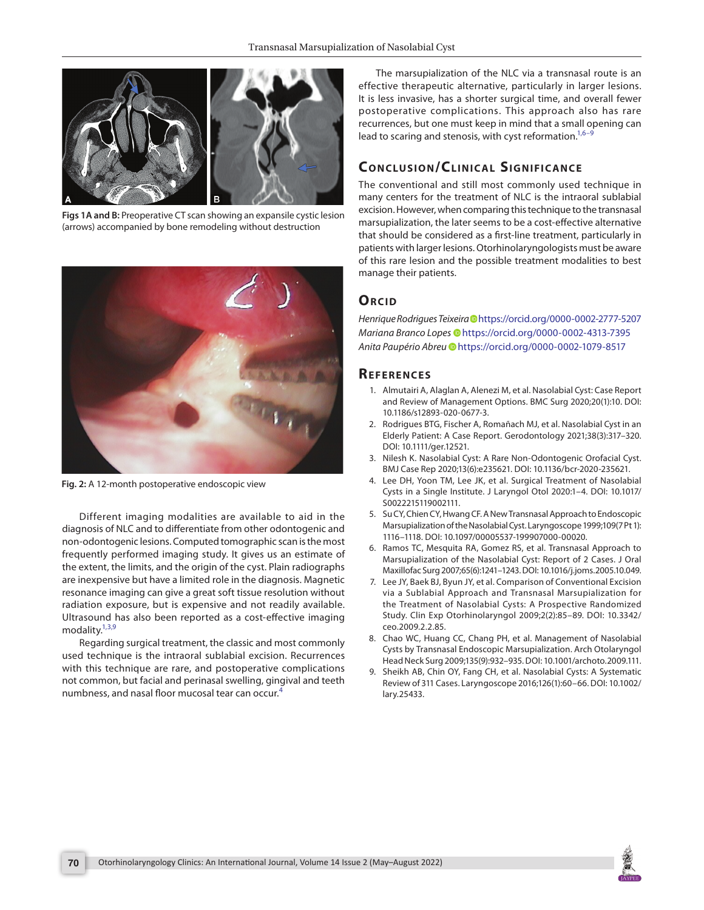Figs 1A and B: Preoperative CT scan showing an expansile cystic lesion (arrows) accompanied by bone remodeling without destruction

Fig. 2: A 12-month postoperative endoscopic view

Different imaging modalities are available to aid in the diagnosis of NLC and to differentiate from other odontogenic and non-odontogenic lesions. Computed tomographic scan is the most frequently performed imaging study. It gives us an estimate of the extent, the limits, and the origin of the cyst. Plain radiographs are inexpensive but have a limited role in the diagnosis. Magnetic resonance imaging can give a great soft tissue resolution without radiation exposure, but is expensive and not readily available. Ultrasound has also been reported as a cost-effective imaging modality.[1,3,9]

Regarding surgical treatment, the classic and most commonly used technique is the intraoral sublabial excision. Recurrences with this technique are rare, and postoperative complications not common, but facial and perinasal swelling, gingival and teeth numbness, and nasal floor mucosal tear can occur.[4]

The marsupialization of the NLC via a transnasal route is an effective therapeutic alternative, particularly in larger lesions. It is less invasive, has a shorter surgical time, and overall fewer postoperative complications. This approach also has rare recurrences, but one must keep in mind that a small opening can lead to scaring and stenosis, with cyst reformation.[1,6–9]

## Conclusion/Clinical Significance

The conventional and still most commonly used technique in many centers for the treatment of NLC is the intraoral sublabial excision. However, when comparing this technique to the transnasal marsupialization, the later seems to be a cost-effective alternative that should be considered as a first-line treatment, particularly in patients with larger lesions. Otorhinolaryngologists must be aware of this rare lesion and the possible treatment modalities to best manage their patients.

## Orcid

*Henrique Rodrigues Teixeira* https://orcid.org/0000-0002-2777-5207
*Mariana Branco Lopes* https://orcid.org/0000-0002-4313-7395
*Anita Paupério Abreu* https://orcid.org/0000-0002-1079-8517

## References

1. Almutairi A, Alaglan A, Alenezi M, et al. Nasolabial Cyst: Case Report and Review of Management Options. BMC Surg 2020;20(1):10. DOI: 10.1186/s12893-020-0677-3.
2. Rodrigues BTG, Fischer A, Romañach MJ, et al. Nasolabial Cyst in an Elderly Patient: A Case Report. Gerodontology 2021;38(3):317–320. DOI: 10.1111/ger.12521.
3. Nilesh K. Nasolabial Cyst: A Rare Non-Odontogenic Orofacial Cyst. BMJ Case Rep 2020;13(6):e235621. DOI: 10.1136/bcr-2020-235621.
4. Lee DH, Yoon TM, Lee JK, et al. Surgical Treatment of Nasolabial Cysts in a Single Institute. J Laryngol Otol 2020:1–4. DOI: 10.1017/S0022215119002111.
5. Su CY, Chien CY, Hwang CF. A New Transnasal Approach to Endoscopic Marsupialization of the Nasolabial Cyst. Laryngoscope 1999;109(7 Pt 1):1116–1118. DOI: 10.1097/00005537-199907000-00020.
6. Ramos TC, Mesquita RA, Gomez RS, et al. Transnasal Approach to Marsupialization of the Nasolabial Cyst: Report of 2 Cases. J Oral Maxillofac Surg 2007;65(6):1241–1243. DOI: 10.1016/j.joms.2005.10.049.
7. Lee JY, Baek BJ, Byun JY, et al. Comparison of Conventional Excision via a Sublabial Approach and Transnasal Marsupialization for the Treatment of Nasolabial Cysts: A Prospective Randomized Study. Clin Exp Otorhinolaryngol 2009;2(2):85–89. DOI: 10.3342/ceo.2009.2.2.85.
8. Chao WC, Huang CC, Chang PH, et al. Management of Nasolabial Cysts by Transnasal Endoscopic Marsupialization. Arch Otolaryngol Head Neck Surg 2009;135(9):932–935. DOI: 10.1001/archoto.2009.111.
9. Sheikh AB, Chin OY, Fang CH, et al. Nasolabial Cysts: A Systematic Review of 311 Cases. Laryngoscope 2016;126(1):60–66. DOI: 10.1002/lary.25433.